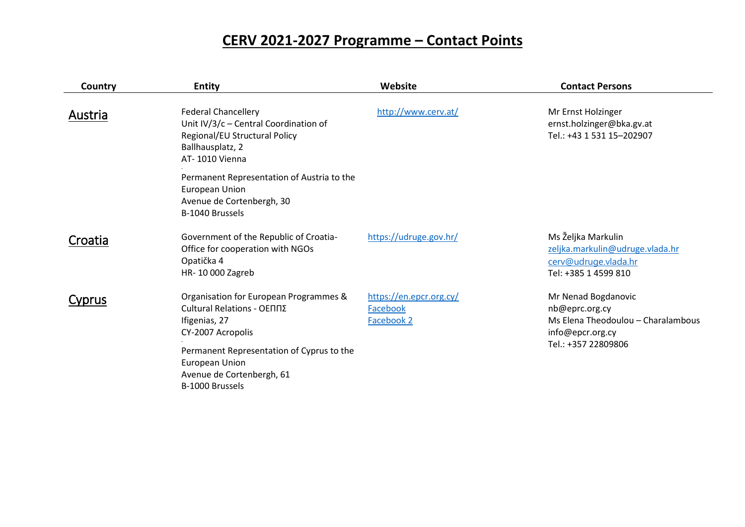# CERV 2021-2027 Programme – Contact Points

| Country | Entity | Website | Contact Persons |
|---|---|---|---|
| Austria | Federal Chancellery<br>Unit IV/3/c – Central Coordination of Regional/EU Structural Policy<br>Ballhausplatz, 2<br>AT- 1010 Vienna<br>-<br>Permanent Representation of Austria to the European Union<br>Avenue de Cortenbergh, 30<br>B-1040 Brussels | http://www.cerv.at/ | Mr Ernst Holzinger<br>ernst.holzinger@bka.gv.at<br>Tel.: +43 1 531 15–202907 |
| Croatia | Government of the Republic of Croatia-<br>Office for cooperation with NGOs<br>Opatička 4<br>HR- 10 000 Zagreb | https://udruge.gov.hr/ | Ms Željka Markulin<br>zeljka.markulin@udruge.vlada.hr<br>cerv@udruge.vlada.hr<br>Tel: +385 1 4599 810 |
| Cyprus | Organisation for European Programmes & Cultural Relations - ΟΕΠΠΣ<br>Ifigenias, 27<br>CY-2007 Acropolis<br>-<br>Permanent Representation of Cyprus to the European Union<br>Avenue de Cortenbergh, 61<br>B-1000 Brussels | https://en.epcr.org.cy/<br>Facebook<br>Facebook 2 | Mr Nenad Bogdanovic<br>nb@eprc.org.cy<br>Ms Elena Theodoulou – Charalambous<br>info@epcr.org.cy<br>Tel.: +357 22809806 |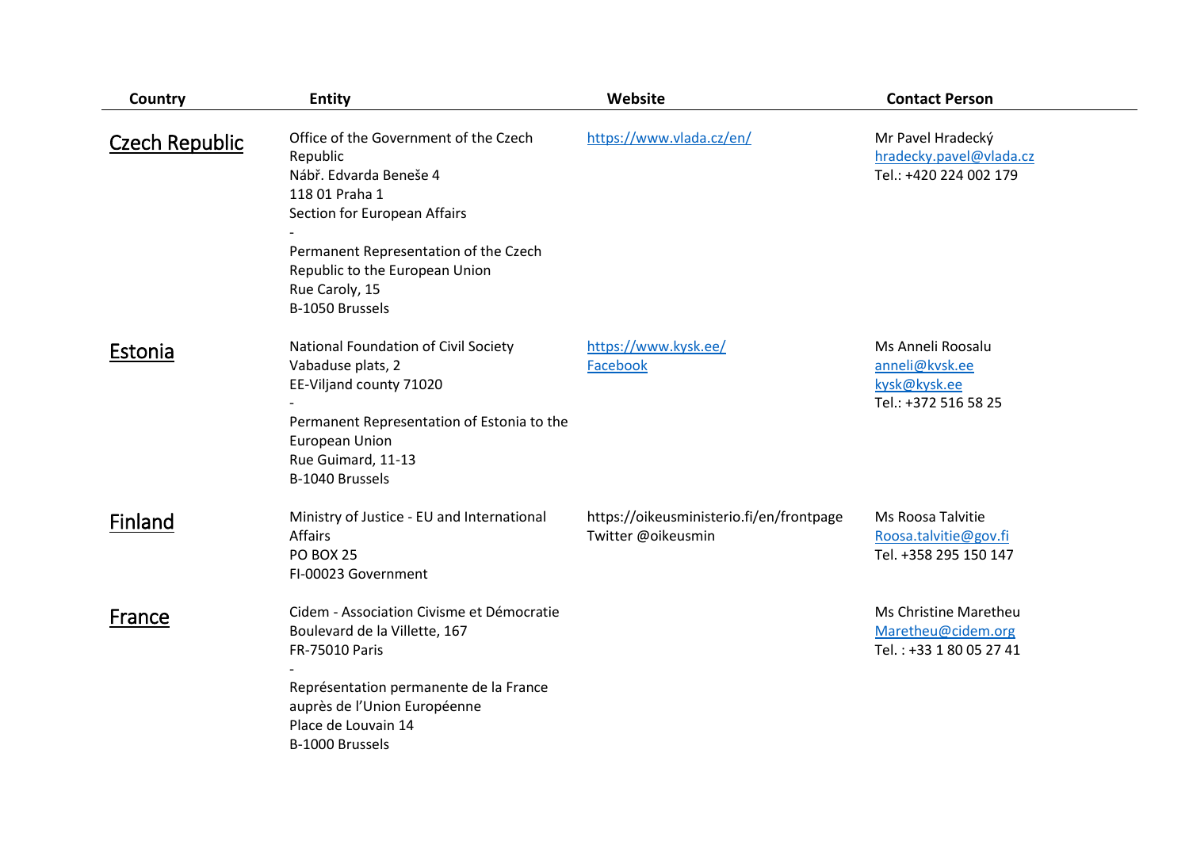| Country | Entity | Website | Contact Person |
|---|---|---|---|
| Czech Republic | Office of the Government of the Czech Republic<br>Nábř. Edvarda Beneše 4<br>118 01 Praha 1<br>Section for European Affairs<br>-<br>Permanent Representation of the Czech Republic to the European Union<br>Rue Caroly, 15<br>B-1050 Brussels | https://www.vlada.cz/en/ | Mr Pavel Hradecký<br>hradecky.pavel@vlada.cz<br>Tel.: +420 224 002 179 |
| Estonia | National Foundation of Civil Society<br>Vabaduse plats, 2<br>EE-Viljand county 71020<br>-<br>Permanent Representation of Estonia to the European Union<br>Rue Guimard, 11-13<br>B-1040 Brussels | https://www.kysk.ee/<br>Facebook | Ms Anneli Roosalu<br>anneli@kvsk.ee<br>kysk@kysk.ee<br>Tel.: +372 516 58 25 |
| Finland | Ministry of Justice - EU and International Affairs<br>PO BOX 25<br>FI-00023 Government | https://oikeusministerio.fi/en/frontpage<br>Twitter @oikeusmin | Ms Roosa Talvitie<br>Roosa.talvitie@gov.fi<br>Tel. +358 295 150 147 |
| France | Cidem - Association Civisme et Démocratie<br>Boulevard de la Villette, 167<br>FR-75010 Paris<br>-<br>Représentation permanente de la France auprès de l'Union Européenne<br>Place de Louvain 14<br>B-1000 Brussels | | Ms Christine Maretheu<br>Maretheu@cidem.org<br>Tel. : +33 1 80 05 27 41 |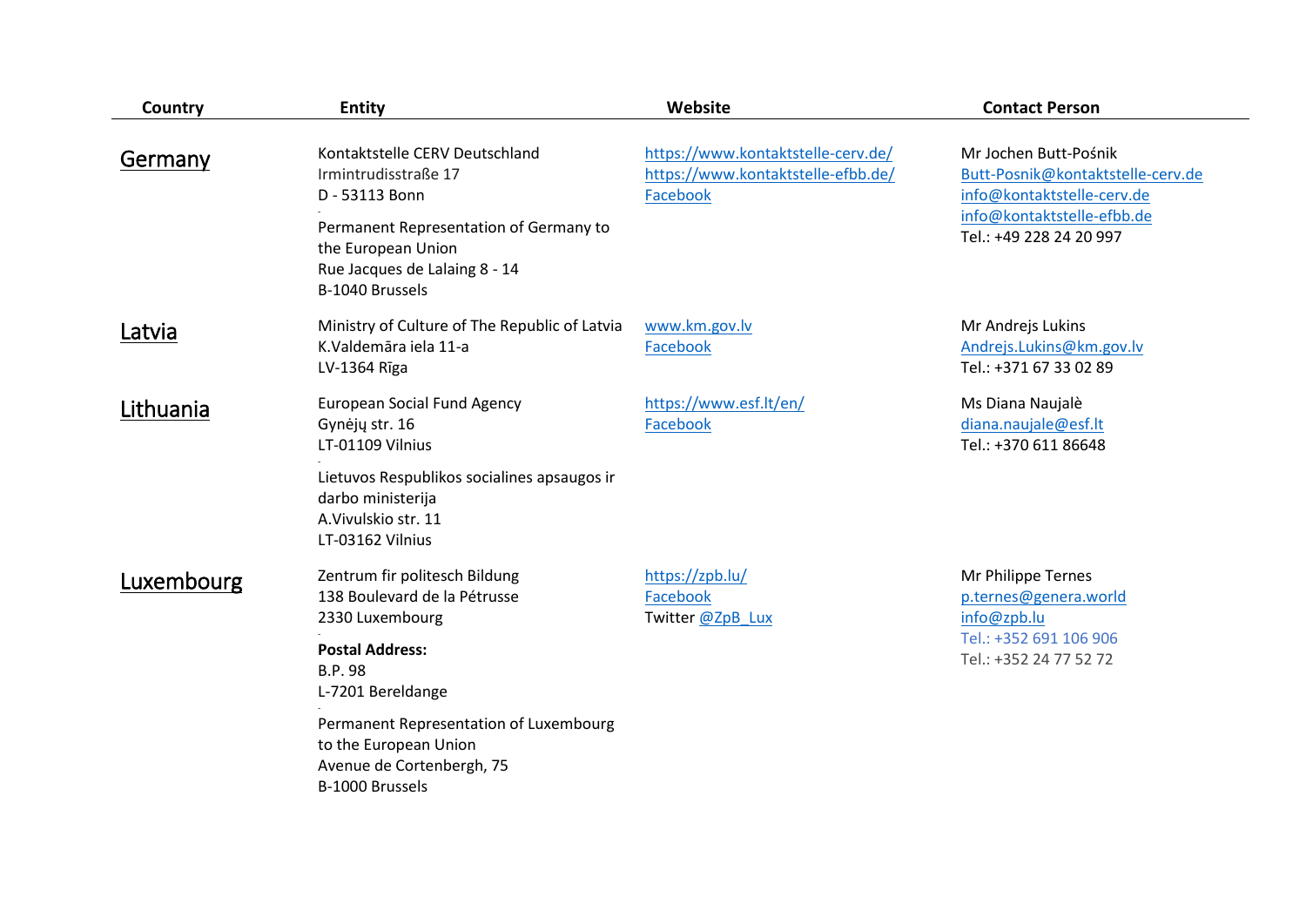| Country | Entity | Website | Contact Person |
|---|---|---|---|
| Germany | Kontaktstelle CERV Deutschland<br>Irmintrudisstraße 17<br>D - 53113 Bonn<br>-<br>Permanent Representation of Germany to the European Union<br>Rue Jacques de Lalaing 8 - 14<br>B-1040 Brussels | https://www.kontaktstelle-cerv.de/<br>https://www.kontaktstelle-efbb.de/<br>Facebook | Mr Jochen Butt-Pośnik<br>Butt-Posnik@kontaktstelle-cerv.de<br>info@kontaktstelle-cerv.de<br>info@kontaktstelle-efbb.de<br>Tel.: +49 228 24 20 997 |
| Latvia | Ministry of Culture of The Republic of Latvia<br>K.Valdemāra iela 11-a<br>LV-1364 Rīga | www.km.gov.lv<br>Facebook | Mr Andrejs Lukins<br>Andrejs.Lukins@km.gov.lv<br>Tel.: +371 67 33 02 89 |
| Lithuania | European Social Fund Agency<br>Gynėjų str. 16<br>LT-01109 Vilnius<br>-<br>Lietuvos Respublikos socialines apsaugos ir darbo ministerija<br>A.Vivulskio str. 11<br>LT-03162 Vilnius | https://www.esf.lt/en/<br>Facebook | Ms Diana Naujalè<br>diana.naujale@esf.lt<br>Tel.: +370 611 86648 |
| Luxembourg | Zentrum fir politesch Bildung<br>138 Boulevard de la Pétrusse<br>2330 Luxembourg<br>-<br>**Postal Address:**<br>B.P. 98<br>L-7201 Bereldange<br>-<br>Permanent Representation of Luxembourg to the European Union<br>Avenue de Cortenbergh, 75<br>B-1000 Brussels | https://zpb.lu/<br>Facebook<br>Twitter @ZpB_Lux | Mr Philippe Ternes<br>p.ternes@genera.world<br>info@zpb.lu<br>Tel.: +352 691 106 906<br>Tel.: +352 24 77 52 72 |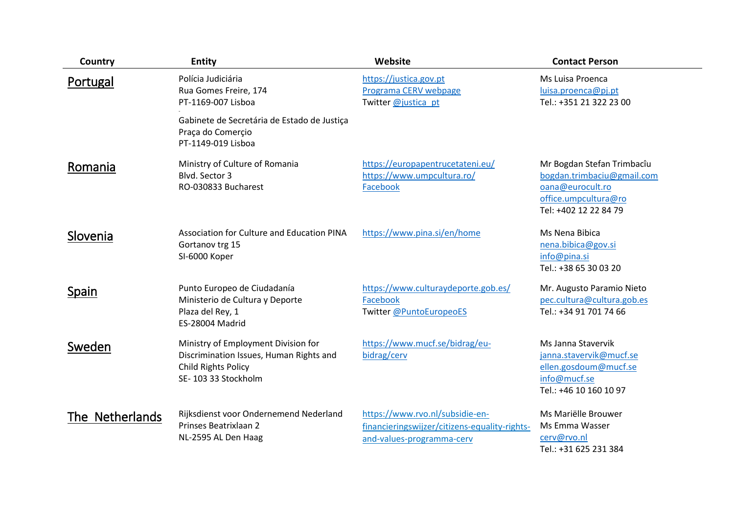| Country | Entity | Website | Contact Person |
|---|---|---|---|
| Portugal | Polícia Judiciária<br>Rua Gomes Freire, 174<br>PT-1169-007 Lisboa<br><br>Gabinete de Secretária de Estado de Justiça<br>Praça do Comerçio<br>PT-1149-019 Lisboa | https://justica.gov.pt<br>Programa CERV webpage<br>Twitter @justica_pt | Ms Luisa Proenca<br>luisa.proenca@pj.pt<br>Tel.: +351 21 322 23 00 |
| Romania | Ministry of Culture of Romania<br>Blvd. Sector 3<br>RO-030833 Bucharest | https://europapentrucetateni.eu/<br>https://www.umpcultura.ro/<br>Facebook | Mr Bogdan Stefan Trimbacîu<br>bogdan.trimbaciu@gmail.com<br>oana@eurocult.ro<br>office.umpcultura@ro<br>Tel: +402 12 22 84 79 |
| Slovenia | Association for Culture and Education PINA<br>Gortanov trg 15<br>SI-6000 Koper | https://www.pina.si/en/home | Ms Nena Bibica<br>nena.bibica@gov.si<br>info@pina.si<br>Tel.: +38 65 30 03 20 |
| Spain | Punto Europeo de Ciudadanía<br>Ministerio de Cultura y Deporte<br>Plaza del Rey, 1<br>ES-28004 Madrid | https://www.culturaydeporte.gob.es/<br>Facebook<br>Twitter @PuntoEuropeoES | Mr. Augusto Paramio Nieto<br>pec.cultura@cultura.gob.es<br>Tel.: +34 91 701 74 66 |
| Sweden | Ministry of Employment Division for Discrimination Issues, Human Rights and Child Rights Policy<br>SE- 103 33 Stockholm | https://www.mucf.se/bidrag/eu-bidrag/cerv | Ms Janna Stavervik<br>janna.stavervik@mucf.se<br>ellen.gosdoum@mucf.se<br>info@mucf.se<br>Tel.: +46 10 160 10 97 |
| The Netherlands | Rijksdienst voor Ondernemend Nederland<br>Prinses Beatrixlaan 2<br>NL-2595 AL Den Haag | https://www.rvo.nl/subsidie-en-financieringswijzer/citizens-equality-rights-and-values-programma-cerv | Ms Mariëlle Brouwer<br>Ms Emma Wasser<br>cerv@rvo.nl<br>Tel.: +31 625 231 384 |